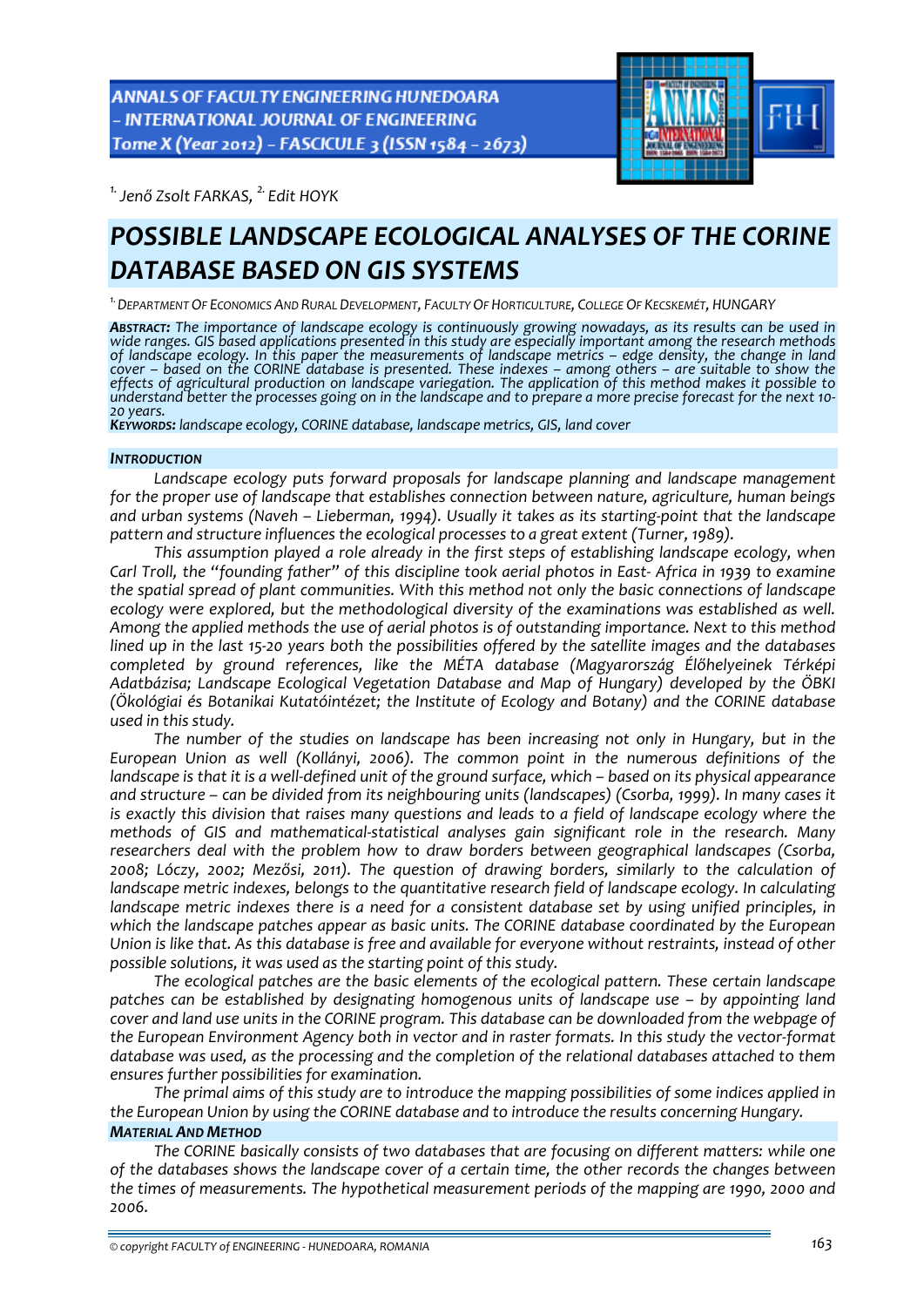[1.] *Jenő Zsolt FARKAS,* [2.] *Edit HOYK*

# POSSIBLE LANDSCAPE ECOLOGICAL ANALYSES OF THE CORINE DATABASE BASED ON GIS SYSTEMS

[1.] *DEPARTMENT OF ECONOMICS AND RURAL DEVELOPMENT, FACULTY OF HORTICULTURE, COLLEGE OF KECSKEMÉT, HUNGARY*

***ABSTRACT:*** *The importance of landscape ecology is continuously growing nowadays, as its results can be used in wide ranges. GIS based applications presented in this study are especially important among the research methods of landscape ecology. In this paper the measurements of landscape metrics – edge density, the change in land cover – based on the CORINE database is presented. These indexes – among others – are suitable to show the effects of agricultural production on landscape variegation. The application of this method makes it possible to understand better the processes going on in the landscape and to prepare a more precise forecast for the next 10-20 years.*
***KEYWORDS:*** *landscape ecology, CORINE database, landscape metrics, GIS, land cover*

## *INTRODUCTION*

*Landscape ecology puts forward proposals for landscape planning and landscape management for the proper use of landscape that establishes connection between nature, agriculture, human beings and urban systems (Naveh – Lieberman, 1994). Usually it takes as its starting-point that the landscape pattern and structure influences the ecological processes to a great extent (Turner, 1989).*

*This assumption played a role already in the first steps of establishing landscape ecology, when Carl Troll, the "founding father" of this discipline took aerial photos in East- Africa in 1939 to examine the spatial spread of plant communities. With this method not only the basic connections of landscape ecology were explored, but the methodological diversity of the examinations was established as well. Among the applied methods the use of aerial photos is of outstanding importance. Next to this method lined up in the last 15-20 years both the possibilities offered by the satellite images and the databases completed by ground references, like the MÉTA database (Magyarország Élőhelyeinek Térképi Adatbázisa; Landscape Ecological Vegetation Database and Map of Hungary) developed by the ÖBKI (Ökológiai és Botanikai Kutatóintézet; the Institute of Ecology and Botany) and the CORINE database used in this study.*

*The number of the studies on landscape has been increasing not only in Hungary, but in the European Union as well (Kollányi, 2006). The common point in the numerous definitions of the landscape is that it is a well-defined unit of the ground surface, which – based on its physical appearance and structure – can be divided from its neighbouring units (landscapes) (Csorba, 1999). In many cases it is exactly this division that raises many questions and leads to a field of landscape ecology where the methods of GIS and mathematical-statistical analyses gain significant role in the research. Many researchers deal with the problem how to draw borders between geographical landscapes (Csorba, 2008; Lóczy, 2002; Mezősi, 2011). The question of drawing borders, similarly to the calculation of landscape metric indexes, belongs to the quantitative research field of landscape ecology. In calculating landscape metric indexes there is a need for a consistent database set by using unified principles, in which the landscape patches appear as basic units. The CORINE database coordinated by the European Union is like that. As this database is free and available for everyone without restraints, instead of other possible solutions, it was used as the starting point of this study.*

*The ecological patches are the basic elements of the ecological pattern. These certain landscape patches can be established by designating homogenous units of landscape use – by appointing land cover and land use units in the CORINE program. This database can be downloaded from the webpage of the European Environment Agency both in vector and in raster formats. In this study the vector-format database was used, as the processing and the completion of the relational databases attached to them ensures further possibilities for examination.*

*The primal aims of this study are to introduce the mapping possibilities of some indices applied in the European Union by using the CORINE database and to introduce the results concerning Hungary.*

## *MATERIAL AND METHOD*

*The CORINE basically consists of two databases that are focusing on different matters: while one of the databases shows the landscape cover of a certain time, the other records the changes between the times of measurements. The hypothetical measurement periods of the mapping are 1990, 2000 and 2006.*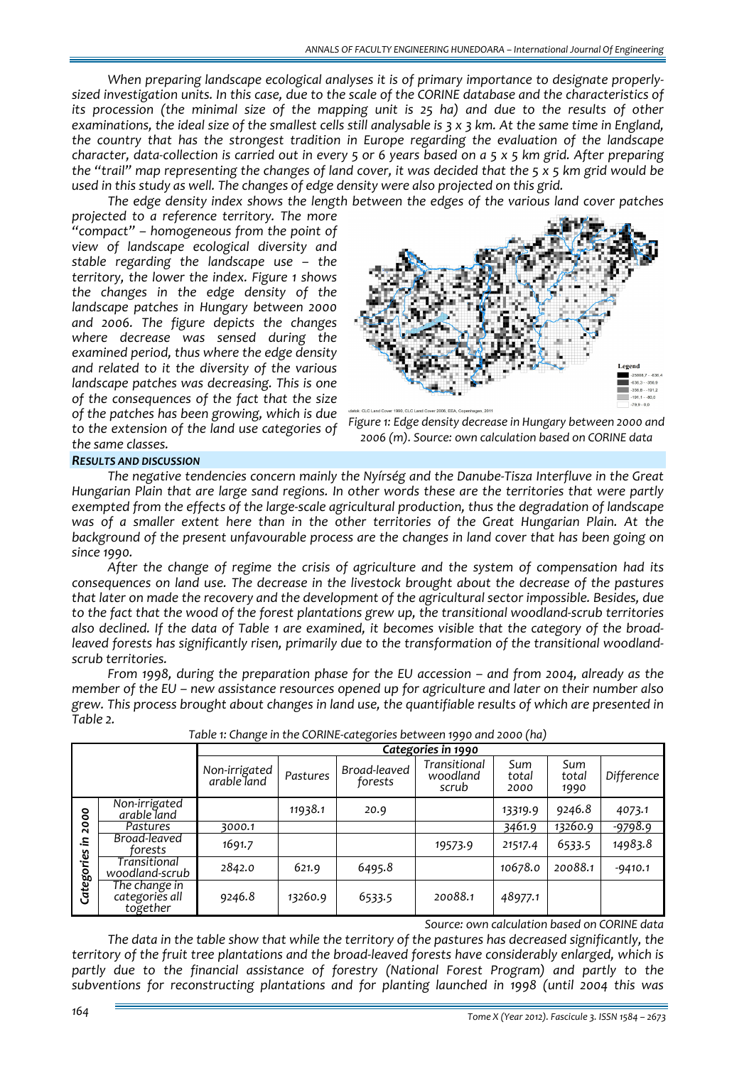*When preparing landscape ecological analyses it is of primary importance to designate properly-sized investigation units. In this case, due to the scale of the CORINE database and the characteristics of its procession (the minimal size of the mapping unit is 25 ha) and due to the results of other examinations, the ideal size of the smallest cells still analysable is 3 x 3 km. At the same time in England, the country that has the strongest tradition in Europe regarding the evaluation of the landscape character, data-collection is carried out in every 5 or 6 years based on a 5 x 5 km grid. After preparing the "trail" map representing the changes of land cover, it was decided that the 5 x 5 km grid would be used in this study as well. The changes of edge density were also projected on this grid.*

*The edge density index shows the length between the edges of the various land cover patches projected to a reference territory. The more "compact" – homogeneous from the point of view of landscape ecological diversity and stable regarding the landscape use – the territory, the lower the index. Figure 1 shows the changes in the edge density of the landscape patches in Hungary between 2000 and 2006. The figure depicts the changes where decrease was sensed during the examined period, thus where the edge density and related to it the diversity of the various landscape patches was decreasing. This is one of the consequences of the fact that the size of the patches has been growing, which is due to the extension of the land use categories of the same classes.*

*Figure 1: Edge density decrease in Hungary between 2000 and 2006 (m). Source: own calculation based on CORINE data*

## *RESULTS AND DISCUSSION*

*The negative tendencies concern mainly the Nyírség and the Danube-Tisza Interfluve in the Great Hungarian Plain that are large sand regions. In other words these are the territories that were partly exempted from the effects of the large-scale agricultural production, thus the degradation of landscape was of a smaller extent here than in the other territories of the Great Hungarian Plain. At the background of the present unfavourable process are the changes in land cover that has been going on since 1990.*

*After the change of regime the crisis of agriculture and the system of compensation had its consequences on land use. The decrease in the livestock brought about the decrease of the pastures that later on made the recovery and the development of the agricultural sector impossible. Besides, due to the fact that the wood of the forest plantations grew up, the transitional woodland-scrub territories also declined. If the data of Table 1 are examined, it becomes visible that the category of the broad-leaved forests has significantly risen, primarily due to the transformation of the transitional woodland-scrub territories.*

*From 1998, during the preparation phase for the EU accession – and from 2004, already as the member of the EU – new assistance resources opened up for agriculture and later on their number also grew. This process brought about changes in land use, the quantifiable results of which are presented in Table 2.*

*Table 1: Change in the CORINE-categories between 1990 and 2000 (ha)*

| | | Categories in 1990 | | | | | | |
|---|---|---|---|---|---|---|---|---|
| | | Non-irrigated arable land | Pastures | Broad-leaved forests | Transitional woodland scrub | Sum total 2000 | Sum total 1990 | Difference |
| Categories in 2000 | Non-irrigated arable land | | 11938.1 | 20.9 | | 13319.9 | 9246.8 | 4073.1 |
| | Pastures | 3000.1 | | | | 3461.9 | 13260.9 | -9798.9 |
| | Broad-leaved forests | 1691.7 | | | 19573.9 | 21517.4 | 6533.5 | 14983.8 |
| | Transitional woodland-scrub | 2842.0 | 621.9 | 6495.8 | | 10678.0 | 20088.1 | -9410.1 |
| | The change in categories all together | 9246.8 | 13260.9 | 6533.5 | 20088.1 | 48977.1 | | |

*Source: own calculation based on CORINE data*

*The data in the table show that while the territory of the pastures has decreased significantly, the territory of the fruit tree plantations and the broad-leaved forests have considerably enlarged, which is partly due to the financial assistance of forestry (National Forest Program) and partly to the subventions for reconstructing plantations and for planting launched in 1998 (until 2004 this was*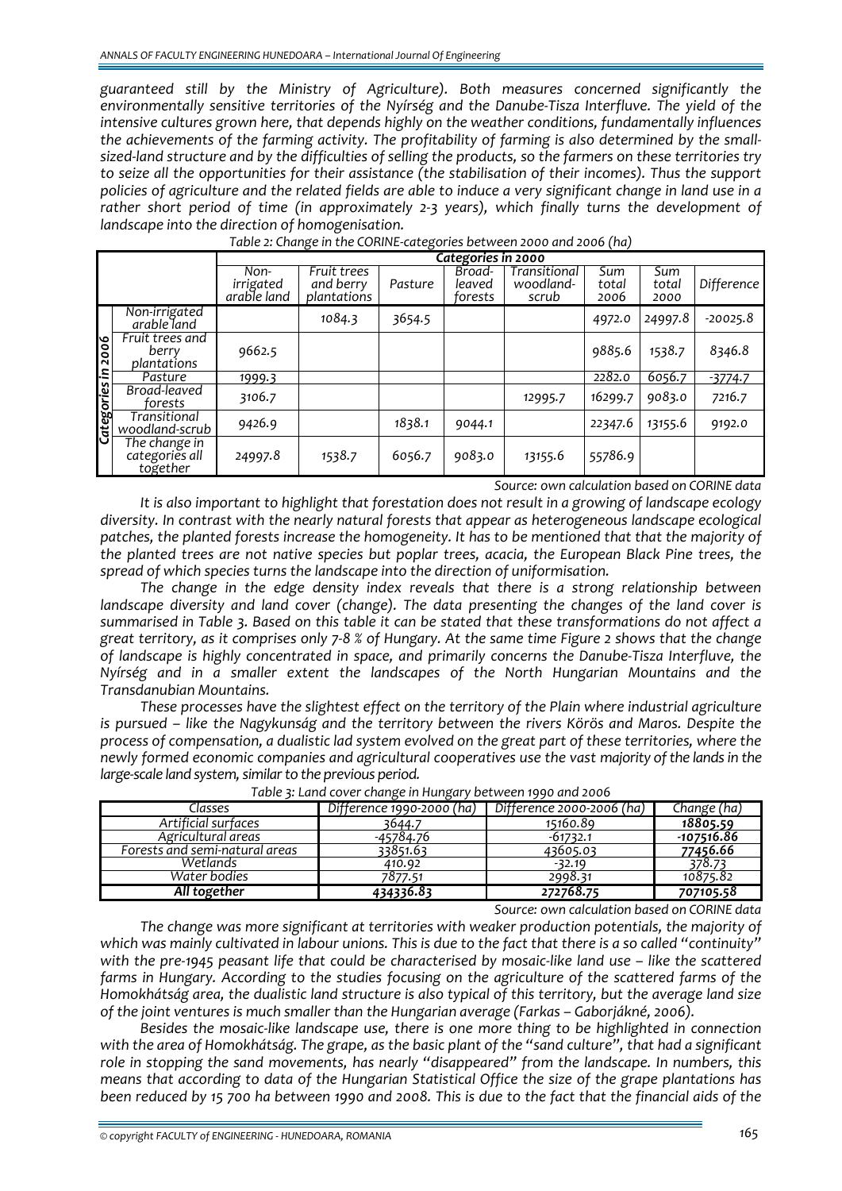*guaranteed still by the Ministry of Agriculture). Both measures concerned significantly the environmentally sensitive territories of the Nyírség and the Danube-Tisza Interfluve. The yield of the intensive cultures grown here, that depends highly on the weather conditions, fundamentally influences the achievements of the farming activity. The profitability of farming is also determined by the small-sized-land structure and by the difficulties of selling the products, so the farmers on these territories try to seize all the opportunities for their assistance (the stabilisation of their incomes). Thus the support policies of agriculture and the related fields are able to induce a very significant change in land use in a rather short period of time (in approximately 2-3 years), which finally turns the development of landscape into the direction of homogenisation.*

*Table 2: Change in the CORINE-categories between 2000 and 2006 (ha)*

| | | Categories in 2000 | | | | | | | |
|---|---|---|---|---|---|---|---|---|---|
| | | Non-irrigated arable land | Fruit trees and berry plantations | Pasture | Broad-leaved forests | Transitional woodland-scrub | Sum total 2006 | Sum total 2000 | Difference |
| Categories in 2006 | Non-irrigated arable land | | 1084.3 | 3654.5 | | | 4972.0 | 24997.8 | -20025.8 |
| | Fruit trees and berry plantations | 9662.5 | | | | | 9885.6 | 1538.7 | 8346.8 |
| | Pasture | 1999.3 | | | | | 2282.0 | 6056.7 | -3774.7 |
| | Broad-leaved forests | 3106.7 | | | | 12995.7 | 16299.7 | 9083.0 | 7216.7 |
| | Transitional woodland-scrub | 9426.9 | | 1838.1 | 9044.1 | | 22347.6 | 13155.6 | 9192.0 |
| | The change in categories all together | 24997.8 | 1538.7 | 6056.7 | 9083.0 | 13155.6 | 55786.9 | | |

*Source: own calculation based on CORINE data*

*It is also important to highlight that forestation does not result in a growing of landscape ecology diversity. In contrast with the nearly natural forests that appear as heterogeneous landscape ecological patches, the planted forests increase the homogeneity. It has to be mentioned that the majority of the planted trees are not native species but poplar trees, acacia, the European Black Pine trees, the spread of which species turns the landscape into the direction of uniformisation.*

*The change in the edge density index reveals that there is a strong relationship between landscape diversity and land cover (change). The data presenting the changes of the land cover is summarised in Table 3. Based on this table it can be stated that these transformations do not affect a great territory, as it comprises only 7-8 % of Hungary. At the same time Figure 2 shows that the change of landscape is highly concentrated in space, and primarily concerns the Danube-Tisza Interfluve, the Nyírség and in a smaller extent the landscapes of the North Hungarian Mountains and the Transdanubian Mountains.*

*These processes have the slightest effect on the territory of the Plain where industrial agriculture is pursued – like the Nagykunság and the territory between the rivers Körös and Maros. Despite the process of compensation, a dualistic lad system evolved on the great part of these territories, where the newly formed economic companies and agricultural cooperatives use the vast majority of the lands in the large-scale land system, similar to the previous period.*

*Table 3: Land cover change in Hungary between 1990 and 2006*

| Classes | Difference 1990-2000 (ha) | Difference 2000-2006 (ha) | Change (ha) |
|---|---|---|---|
| Artificial surfaces | 3644.7 | 15160.89 | **18805.59** |
| Agricultural areas | -45784.76 | -61732.1 | **-107516.86** |
| Forests and semi-natural areas | 33851.63 | 43605.03 | **77456.66** |
| Wetlands | 410.92 | -32.19 | 378.73 |
| Water bodies | 7877.51 | 2998.31 | 10875.82 |
| **All together** | **434336.83** | **272768.75** | **707105.58** |

*Source: own calculation based on CORINE data*

*The change was more significant at territories with weaker production potentials, the majority of which was mainly cultivated in labour unions. This is due to the fact that there is a so called "continuity" with the pre-1945 peasant life that could be characterised by mosaic-like land use – like the scattered farms in Hungary. According to the studies focusing on the agriculture of the scattered farms of the Homokhátság area, the dualistic land structure is also typical of this territory, but the average land size of the joint ventures is much smaller than the Hungarian average (Farkas – Gaborjákné, 2006).*

*Besides the mosaic-like landscape use, there is one more thing to be highlighted in connection with the area of Homokhátság. The grape, as the basic plant of the "sand culture", that had a significant role in stopping the sand movements, has nearly "disappeared" from the landscape. In numbers, this means that according to data of the Hungarian Statistical Office the size of the grape plantations has been reduced by 15 700 ha between 1990 and 2008. This is due to the fact that the financial aids of the*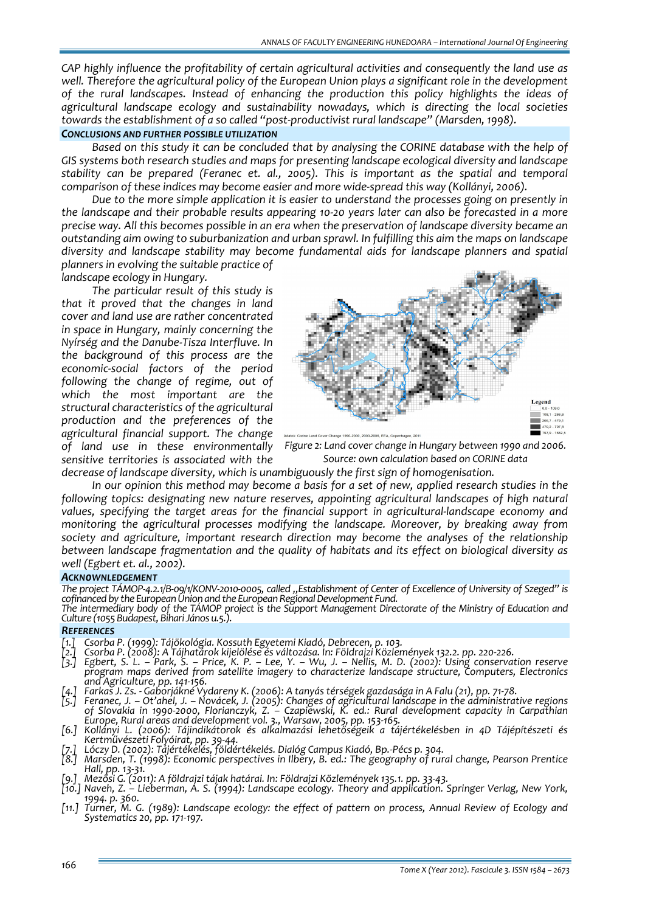*CAP highly influence the profitability of certain agricultural activities and consequently the land use as well. Therefore the agricultural policy of the European Union plays a significant role in the development of the rural landscapes. Instead of enhancing the production this policy highlights the ideas of agricultural landscape ecology and sustainability nowadays, which is directing the local societies towards the establishment of a so called "post-productivist rural landscape" (Marsden, 1998).*

## *CONCLUSIONS AND FURTHER POSSIBLE UTILIZATION*

*Based on this study it can be concluded that by analysing the CORINE database with the help of GIS systems both research studies and maps for presenting landscape ecological diversity and landscape stability can be prepared (Feranec et. al., 2005). This is important as the spatial and temporal comparison of these indices may become easier and more wide-spread this way (Kollányi, 2006).*

*Due to the more simple application it is easier to understand the processes going on presently in the landscape and their probable results appearing 10-20 years later can also be forecasted in a more precise way. All this becomes possible in an era when the preservation of landscape diversity became an outstanding aim owing to suburbanization and urban sprawl. In fulfilling this aim the maps on landscape diversity and landscape stability may become fundamental aids for landscape planners and spatial planners in evolving the suitable practice of landscape ecology in Hungary.*

*The particular result of this study is that it proved that the changes in land cover and land use are rather concentrated in space in Hungary, mainly concerning the Nyírség and the Danube-Tisza Interfluve. In the background of this process are the economic-social factors of the period following the change of regime, out of which the most important are the structural characteristics of the agricultural production and the preferences of the agricultural financial support. The change of land use in these environmentally sensitive territories is associated with the decrease of landscape diversity, which is unambiguously the first sign of homogenisation.*

Legend
0,0 - 108,0
108,1 - 266,8
266,7 - 479,1
479,2 - 797,8
797,9 - 1582,5

Adatok: Corine Land Cover Change 1990-2000, 2000-2006, EEA, Copenhagen, 2011

*Figure 2: Land cover change in Hungary between 1990 and 2006. Source: own calculation based on CORINE data*

*In our opinion this method may become a basis for a set of new, applied research studies in the following topics: designating new nature reserves, appointing agricultural landscapes of high natural values, specifying the target areas for the financial support in agricultural-landscape economy and monitoring the agricultural processes modifying the landscape. Moreover, by breaking away from society and agriculture, important research direction may become the analyses of the relationship between landscape fragmentation and the quality of habitats and its effect on biological diversity as well (Egbert et. al., 2002).*

## *ACKNOWLEDGEMENT*

*The project TÁMOP-4.2.1/B-09/1/KONV-2010-0005, called „Establishment of Center of Excellence of University of Szeged" is cofinanced by the European Union and the European Regional Development Fund.*
*The intermediary body of the TÁMOP project is the Support Management Directorate of the Ministry of Education and Culture (1055 Budapest, Bihari János u.5.).*

## *REFERENCES*

*[1.] Csorba P. (1999): Tájökológia. Kossuth Egyetemi Kiadó, Debrecen, p. 103.*
*[2.] Csorba P. (2008): A Tájhatárok kijelölése és változása. In: Földrajzi Közlemények 132.2. pp. 220-226.*
*[3.] Egbert, S. L. – Park, S. – Price, K. P. – Lee, Y. – Wu, J. – Nellis, M. D. (2002): Using conservation reserve program maps derived from satellite imagery to characterize landscape structure, Computers, Electronics and Agriculture, pp. 141-156.*
*[4.] Farkas J. Zs. - Gaborjákné Vydareny K. (2006): A tanyás térségek gazdasága in A Falu (21), pp. 71-78.*
*[5.] Feranec, J. – Ot'ahel, J. – Novácek, J. (2005): Changes of agricultural landscape in the administrative regions of Slovakia in 1990-2000, Florianczyk, Z. – Czapiewski, K. ed.: Rural development capacity in Carpathian Europe, Rural areas and development vol. 3., Warsaw, 2005, pp. 153-165.*
*[6.] Kollányi L. (2006): Tájindikátorok és alkalmazási lehetőségeik a tájértékelésben in 4D Tájépítészeti és Kertművészeti Folyóirat, pp. 39-44.*
*[7.] Lóczy D. (2002): Tájértékelés, földértékelés. Dialóg Campus Kiadó, Bp.-Pécs p. 304.*
*[8.] Marsden, T. (1998): Economic perspectives in Ilbery, B. ed.: The geography of rural change, Pearson Prentice Hall, pp. 13-31.*
*[9.] Mezősi G. (2011): A földrajzi tájak határai. In: Földrajzi Közlemények 135.1. pp. 33-43.*
*[10.] Naveh, Z. – Lieberman, A. S. (1994): Landscape ecology. Theory and application. Springer Verlag, New York, 1994. p. 360.*
*[11.] Turner, M. G. (1989): Landscape ecology: the effect of pattern on process, Annual Review of Ecology and Systematics 20, pp. 171-197.*